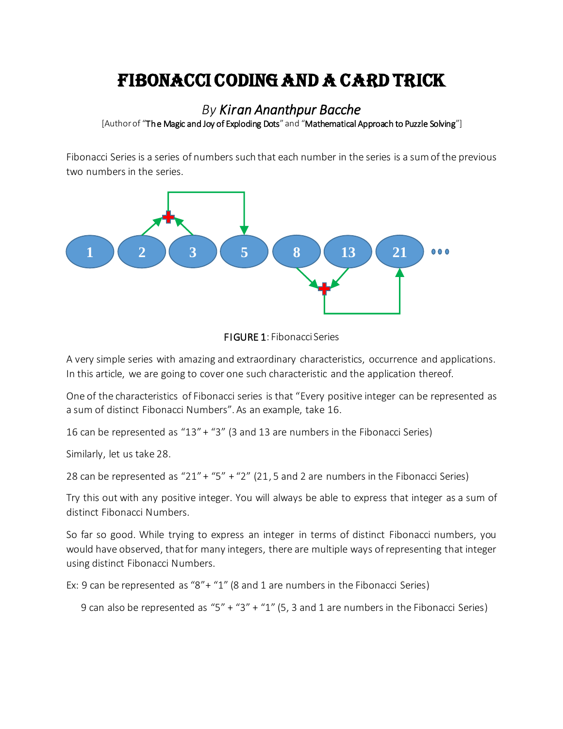# FIBONACCI CODING AND A CARD TRICK

*By Kiran Ananthpur Bacche*

[Author of "The Magic and Joy of Exploding Dots" and "Mathematical Approach to Puzzle Solving"]

Fibonacci Series is a series of numbers such that each number in the series is a sum of the previous two numbers in the series.

FIGURE 1: Fibonacci Series

A very simple series with amazing and extraordinary characteristics, occurrence and applications. In this article, we are going to cover one such characteristic and the application thereof.

One of the characteristics of Fibonacci series is that "Every positive integer can be represented as a sum of distinct Fibonacci Numbers". As an example, take 16.

16 can be represented as "13" + "3" (3 and 13 are numbers in the Fibonacci Series)

Similarly, let us take 28.

28 can be represented as "21" + "5" + "2" (21, 5 and 2 are numbers in the Fibonacci Series)

Try this out with any positive integer. You will always be able to express that integer as a sum of distinct Fibonacci Numbers.

So far so good. While trying to express an integer in terms of distinct Fibonacci numbers, you would have observed, that for many integers, there are multiple ways of representing that integer using distinct Fibonacci Numbers.

Ex: 9 can be represented as "8" + "1" (8 and 1 are numbers in the Fibonacci Series)

9 can also be represented as "5" + "3" + "1" (5, 3 and 1 are numbers in the Fibonacci Series)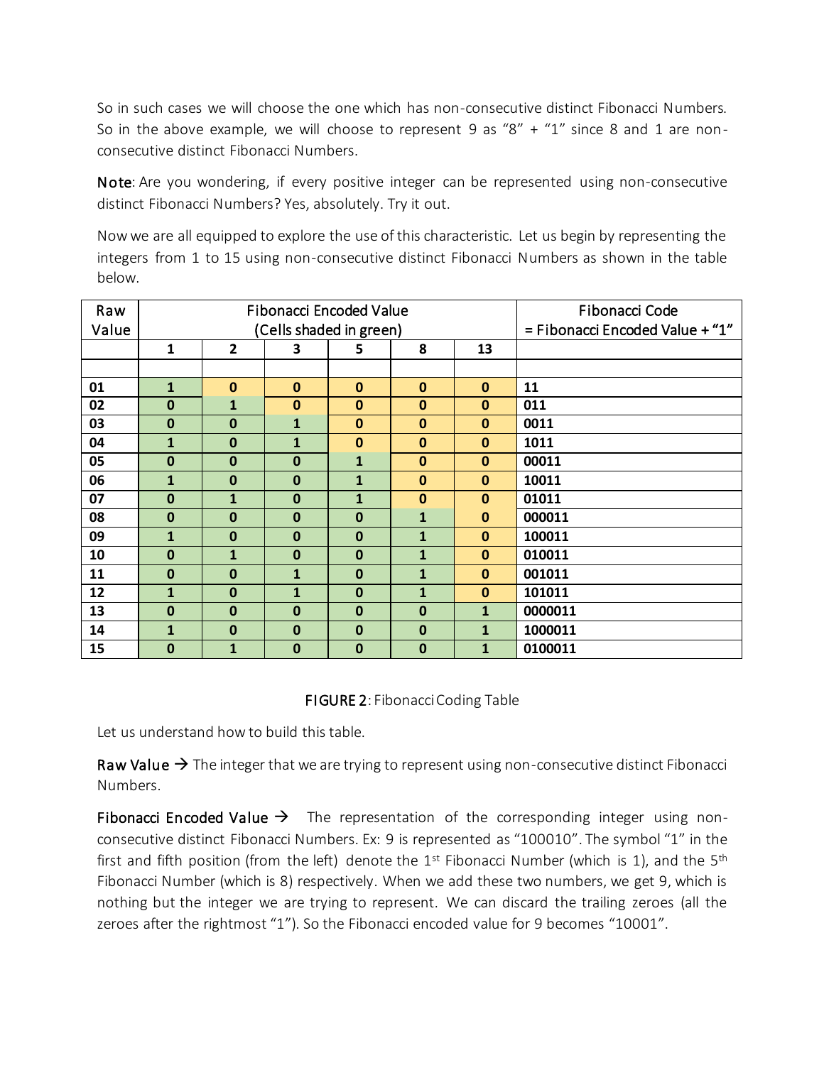So in such cases we will choose the one which has non-consecutive distinct Fibonacci Numbers. So in the above example, we will choose to represent 9 as "8" + "1" since 8 and 1 are non-consecutive distinct Fibonacci Numbers.

**Note**: Are you wondering, if every positive integer can be represented using non-consecutive distinct Fibonacci Numbers? Yes, absolutely. Try it out.

Now we are all equipped to explore the use of this characteristic. Let us begin by representing the integers from 1 to 15 using non-consecutive distinct Fibonacci Numbers as shown in the table below.

| Raw Value | Fibonacci Encoded Value (Cells shaded in green) | | | | | | Fibonacci Code = Fibonacci Encoded Value + "1" |
|---|---|---|---|---|---|---|---|
| | **1** | **2** | **3** | **5** | **8** | **13** | |
| | | | | | | | |
| **01** | **1** | **0** | **0** | **0** | **0** | **0** | **11** |
| **02** | **0** | **1** | **0** | **0** | **0** | **0** | **011** |
| **03** | **0** | **0** | **1** | **0** | **0** | **0** | **0011** |
| **04** | **1** | **0** | **1** | **0** | **0** | **0** | **1011** |
| **05** | **0** | **0** | **0** | **1** | **0** | **0** | **00011** |
| **06** | **1** | **0** | **0** | **1** | **0** | **0** | **10011** |
| **07** | **0** | **1** | **0** | **1** | **0** | **0** | **01011** |
| **08** | **0** | **0** | **0** | **0** | **1** | **0** | **000011** |
| **09** | **1** | **0** | **0** | **0** | **1** | **0** | **100011** |
| **10** | **0** | **1** | **0** | **0** | **1** | **0** | **010011** |
| **11** | **0** | **0** | **1** | **0** | **1** | **0** | **001011** |
| **12** | **1** | **0** | **1** | **0** | **1** | **0** | **101011** |
| **13** | **0** | **0** | **0** | **0** | **0** | **1** | **0000011** |
| **14** | **1** | **0** | **0** | **0** | **0** | **1** | **1000011** |
| **15** | **0** | **1** | **0** | **0** | **0** | **1** | **0100011** |

**FIGURE 2**: Fibonacci Coding Table

Let us understand how to build this table.

**Raw Value** → The integer that we are trying to represent using non-consecutive distinct Fibonacci Numbers.

**Fibonacci Encoded Value** → The representation of the corresponding integer using non-consecutive distinct Fibonacci Numbers. Ex: 9 is represented as "100010". The symbol "1" in the first and fifth position (from the left) denote the 1st Fibonacci Number (which is 1), and the 5th Fibonacci Number (which is 8) respectively. When we add these two numbers, we get 9, which is nothing but the integer we are trying to represent. We can discard the trailing zeroes (all the zeroes after the rightmost "1"). So the Fibonacci encoded value for 9 becomes "10001".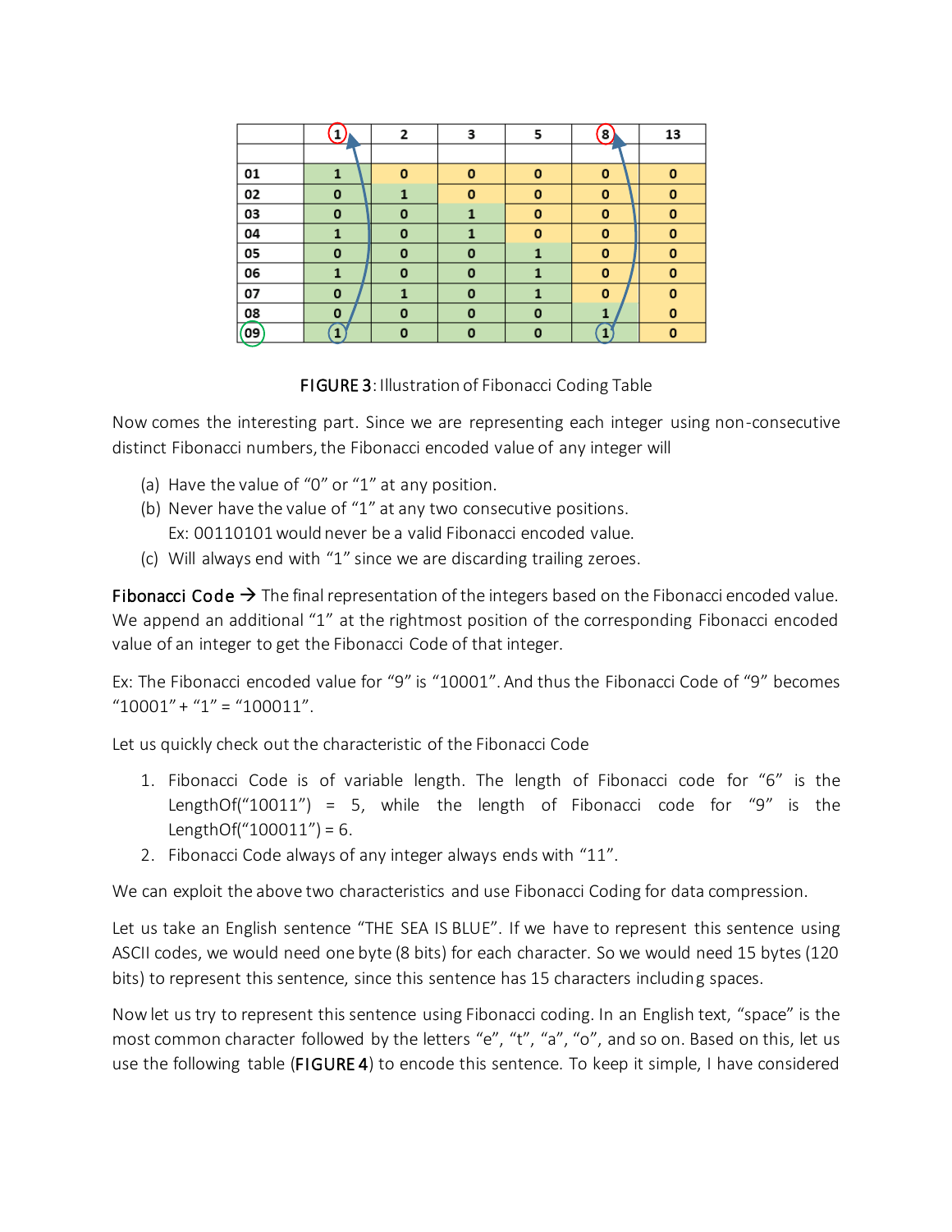|  | 1 | 2 | 3 | 5 | 8 | 13 |
|---|---|---|---|---|---|---|
|  |  |  |  |  |  |  |
| 01 | 1 | 0 | 0 | 0 | 0 | 0 |
| 02 | 0 | 1 | 0 | 0 | 0 | 0 |
| 03 | 0 | 0 | 1 | 0 | 0 | 0 |
| 04 | 1 | 0 | 1 | 0 | 0 | 0 |
| 05 | 0 | 0 | 0 | 1 | 0 | 0 |
| 06 | 1 | 0 | 0 | 1 | 0 | 0 |
| 07 | 0 | 1 | 0 | 1 | 0 | 0 |
| 08 | 0 | 0 | 0 | 0 | 1 | 0 |
| 09 | 1 | 0 | 0 | 0 | 1 | 0 |

**FIGURE 3**: Illustration of Fibonacci Coding Table

Now comes the interesting part. Since we are representing each integer using non-consecutive distinct Fibonacci numbers, the Fibonacci encoded value of any integer will

(a) Have the value of "0" or "1" at any position.
(b) Never have the value of "1" at any two consecutive positions.
 Ex: 00110101 would never be a valid Fibonacci encoded value.
(c) Will always end with "1" since we are discarding trailing zeroes.

**Fibonacci Code** → The final representation of the integers based on the Fibonacci encoded value. We append an additional "1" at the rightmost position of the corresponding Fibonacci encoded value of an integer to get the Fibonacci Code of that integer.

Ex: The Fibonacci encoded value for "9" is "10001". And thus the Fibonacci Code of "9" becomes "10001" + "1" = "100011".

Let us quickly check out the characteristic of the Fibonacci Code

1. Fibonacci Code is of variable length. The length of Fibonacci code for "6" is the LengthOf("10011") = 5, while the length of Fibonacci code for "9" is the LengthOf("100011") = 6.
2. Fibonacci Code always of any integer always ends with "11".

We can exploit the above two characteristics and use Fibonacci Coding for data compression.

Let us take an English sentence "THE SEA IS BLUE". If we have to represent this sentence using ASCII codes, we would need one byte (8 bits) for each character. So we would need 15 bytes (120 bits) to represent this sentence, since this sentence has 15 characters including spaces.

Now let us try to represent this sentence using Fibonacci coding. In an English text, "space" is the most common character followed by the letters "e", "t", "a", "o", and so on. Based on this, let us use the following table (**FIGURE 4**) to encode this sentence. To keep it simple, I have considered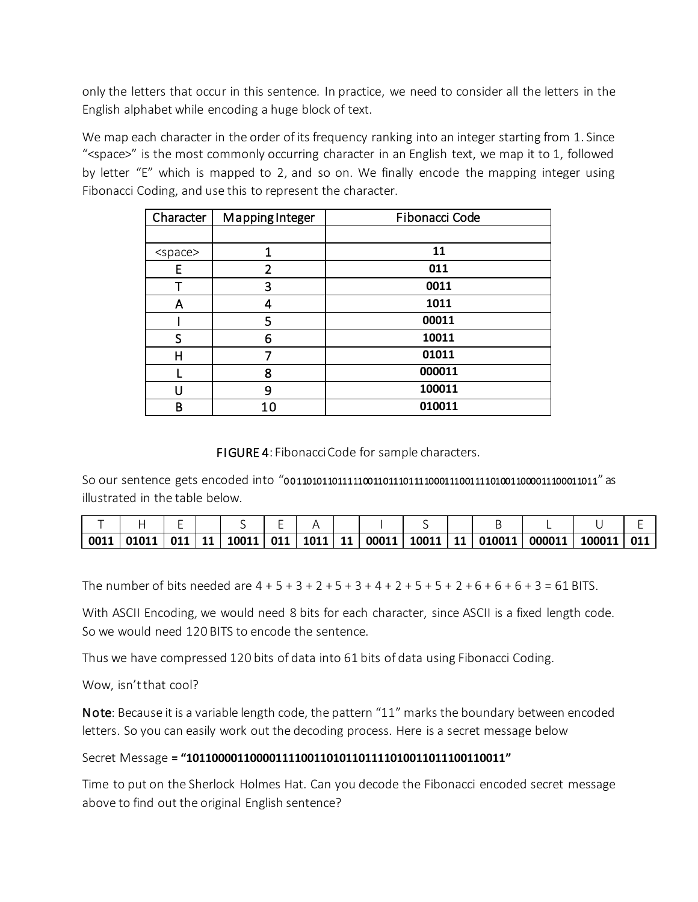only the letters that occur in this sentence. In practice, we need to consider all the letters in the English alphabet while encoding a huge block of text.

We map each character in the order of its frequency ranking into an integer starting from 1. Since "<space>" is the most commonly occurring character in an English text, we map it to 1, followed by letter "E" which is mapped to 2, and so on. We finally encode the mapping integer using Fibonacci Coding, and use this to represent the character.

| Character | Mapping Integer | Fibonacci Code |
|---|---|---|
| | | |
| <space> | 1 | **11** |
| E | 2 | **011** |
| T | 3 | **0011** |
| A | 4 | **1011** |
| I | 5 | **00011** |
| S | 6 | **10011** |
| H | 7 | **01011** |
| L | 8 | **000011** |
| U | 9 | **100011** |
| B | 10 | **010011** |

**FIGURE 4**: Fibonacci Code for sample characters.

So our sentence gets encoded into "0011010110111110011011101111000111001111010011000011100011011" as illustrated in the table below.

| T | H | E | | S | E | A | | I | S | | B | L | U | E |
|---|---|---|---|---|---|---|---|---|---|---|---|---|---|---|
| **0011** | **01011** | **011** | **11** | **10011** | **011** | **1011** | **11** | **00011** | **10011** | **11** | **010011** | **000011** | **100011** | **011** |

The number of bits needed are 4 + 5 + 3 + 2 + 5 + 3 + 4 + 2 + 5 + 5 + 2 + 6 + 6 + 6 + 3 = 61 BITS.

With ASCII Encoding, we would need 8 bits for each character, since ASCII is a fixed length code. So we would need 120 BITS to encode the sentence.

Thus we have compressed 120 bits of data into 61 bits of data using Fibonacci Coding.

Wow, isn't that cool?

**Note**: Because it is a variable length code, the pattern "11" marks the boundary between encoded letters. So you can easily work out the decoding process. Here is a secret message below

Secret Message **= "1011000011000011110011010110111101001101110011001​1"**

Time to put on the Sherlock Holmes Hat. Can you decode the Fibonacci encoded secret message above to find out the original English sentence?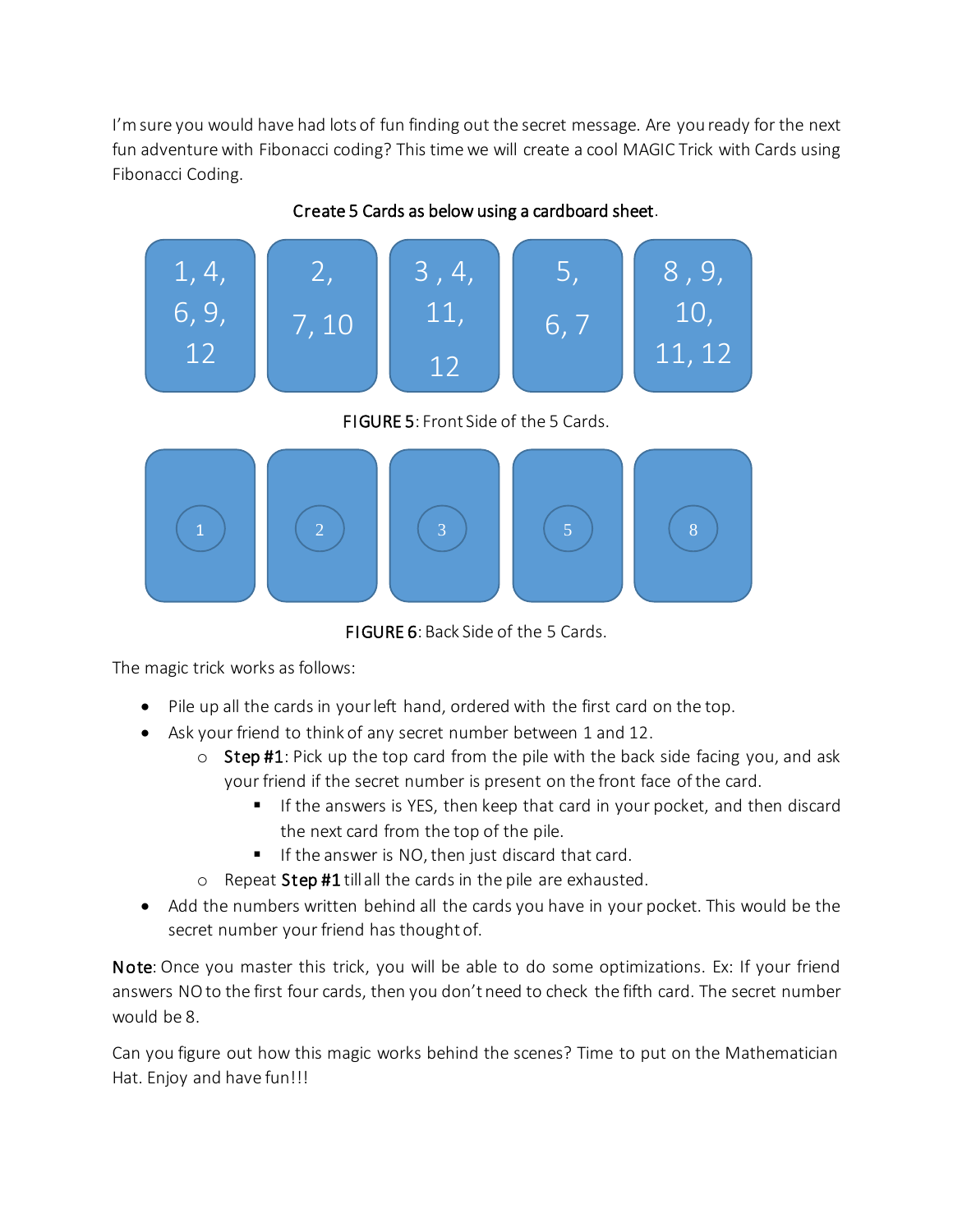I'm sure you would have had lots of fun finding out the secret message. Are you ready for the next fun adventure with Fibonacci coding? This time we will create a cool MAGIC Trick with Cards using Fibonacci Coding.

Create 5 Cards as below using a cardboard sheet.

1, 4, 6, 9, 12

2, 7, 10

3, 4, 11, 12

5, 6, 7

8, 9, 10, 11, 12

**FIGURE 5**: Front Side of the 5 Cards.

1

2

3

5

8

**FIGURE 6**: Back Side of the 5 Cards.

The magic trick works as follows:

- Pile up all the cards in your left hand, ordered with the first card on the top.
- Ask your friend to think of any secret number between 1 and 12.
  - **Step #1**: Pick up the top card from the pile with the back side facing you, and ask your friend if the secret number is present on the front face of the card.
    - If the answers is YES, then keep that card in your pocket, and then discard the next card from the top of the pile.
    - If the answer is NO, then just discard that card.
  - Repeat **Step #1** till all the cards in the pile are exhausted.
- Add the numbers written behind all the cards you have in your pocket. This would be the secret number your friend has thought of.

**Note**: Once you master this trick, you will be able to do some optimizations. Ex: If your friend answers NO to the first four cards, then you don't need to check the fifth card. The secret number would be 8.

Can you figure out how this magic works behind the scenes? Time to put on the Mathematician Hat. Enjoy and have fun!!!